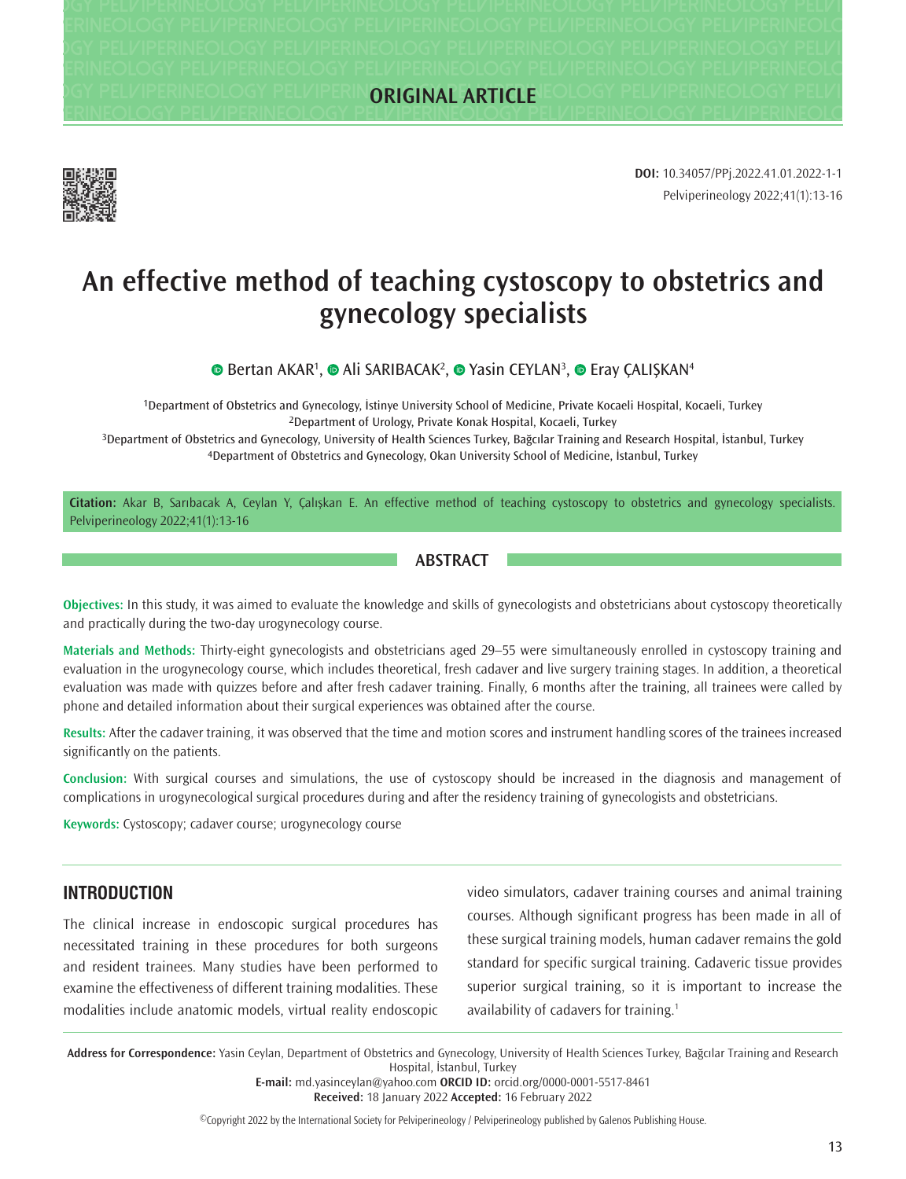ORIGINAL ARTICLE

DOI: 10.34057/PPj.2022.41.01.2022-1-1

# An effective method of teaching cystoscopy to obstetrics and gynecology specialists

Bertan AKAR[1], Ali SARIBACAK[2], Yasin CEYLAN[3], Eray ÇALIŞKAN[4]

[1]Department of Obstetrics and Gynecology, İstinye University School of Medicine, Private Kocaeli Hospital, Kocaeli, Turkey
[2]Department of Urology, Private Konak Hospital, Kocaeli, Turkey
[3]Department of Obstetrics and Gynecology, University of Health Sciences Turkey, Bağcılar Training and Research Hospital, İstanbul, Turkey
[4]Department of Obstetrics and Gynecology, Okan University School of Medicine, İstanbul, Turkey

**Citation:** Akar B, Sarıbacak A, Ceylan Y, Çalışkan E. An effective method of teaching cystoscopy to obstetrics and gynecology specialists. Pelviperineology 2022;41(1):13-16

## ABSTRACT

**Objectives:** In this study, it was aimed to evaluate the knowledge and skills of gynecologists and obstetricians about cystoscopy theoretically and practically during the two-day urogynecology course.

**Materials and Methods:** Thirty-eight gynecologists and obstetricians aged 29–55 were simultaneously enrolled in cystoscopy training and evaluation in the urogynecology course, which includes theoretical, fresh cadaver and live surgery training stages. In addition, a theoretical evaluation was made with quizzes before and after fresh cadaver training. Finally, 6 months after the training, all trainees were called by phone and detailed information about their surgical experiences was obtained after the course.

**Results:** After the cadaver training, it was observed that the time and motion scores and instrument handling scores of the trainees increased significantly on the patients.

**Conclusion:** With surgical courses and simulations, the use of cystoscopy should be increased in the diagnosis and management of complications in urogynecological surgical procedures during and after the residency training of gynecologists and obstetricians.

**Keywords:** Cystoscopy; cadaver course; urogynecology course

## INTRODUCTION

The clinical increase in endoscopic surgical procedures has necessitated training in these procedures for both surgeons and resident trainees. Many studies have been performed to examine the effectiveness of different training modalities. These modalities include anatomic models, virtual reality endoscopic video simulators, cadaver training courses and animal training courses. Although significant progress has been made in all of these surgical training models, human cadaver remains the gold standard for specific surgical training. Cadaveric tissue provides superior surgical training, so it is important to increase the availability of cadavers for training.[1]

**Address for Correspondence:** Yasin Ceylan, Department of Obstetrics and Gynecology, University of Health Sciences Turkey, Bağcılar Training and Research Hospital, İstanbul, Turkey
**E-mail:** md.yasinceylan@yahoo.com **ORCID ID:** orcid.org/0000-0001-5517-8461
**Received:** 18 January 2022 **Accepted:** 16 February 2022

©Copyright 2022 by the International Society for Pelviperineology / Pelviperineology published by Galenos Publishing House.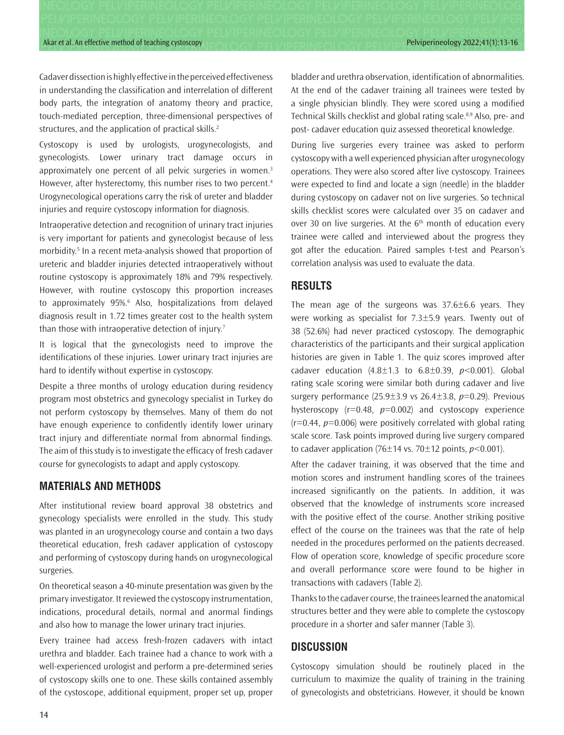Cadaver dissection is highly effective in the perceived effectiveness in understanding the classification and interrelation of different body parts, the integration of anatomy theory and practice, touch-mediated perception, three-dimensional perspectives of structures, and the application of practical skills.[2]

Cystoscopy is used by urologists, urogynecologists, and gynecologists. Lower urinary tract damage occurs in approximately one percent of all pelvic surgeries in women.[3] However, after hysterectomy, this number rises to two percent.[4] Urogynecological operations carry the risk of ureter and bladder injuries and require cystoscopy information for diagnosis.

Intraoperative detection and recognition of urinary tract injuries is very important for patients and gynecologist because of less morbidity.[5] In a recent meta-analysis showed that proportion of ureteric and bladder injuries detected intraoperatively without routine cystoscopy is approximately 18% and 79% respectively. However, with routine cystoscopy this proportion increases to approximately 95%.[6] Also, hospitalizations from delayed diagnosis result in 1.72 times greater cost to the health system than those with intraoperative detection of injury.[7]

It is logical that the gynecologists need to improve the identifications of these injuries. Lower urinary tract injuries are hard to identify without expertise in cystoscopy.

Despite a three months of urology education during residency program most obstetrics and gynecology specialist in Turkey do not perform cystoscopy by themselves. Many of them do not have enough experience to confidently identify lower urinary tract injury and differentiate normal from abnormal findings. The aim of this study is to investigate the efficacy of fresh cadaver course for gynecologists to adapt and apply cystoscopy.

## MATERIALS AND METHODS

After institutional review board approval 38 obstetrics and gynecology specialists were enrolled in the study. This study was planted in an urogynecology course and contain a two days theoretical education, fresh cadaver application of cystoscopy and performing of cystoscopy during hands on urogynecological surgeries.

On theoretical season a 40-minute presentation was given by the primary investigator. It reviewed the cystoscopy instrumentation, indications, procedural details, normal and anormal findings and also how to manage the lower urinary tract injuries.

Every trainee had access fresh-frozen cadavers with intact urethra and bladder. Each trainee had a chance to work with a well-experienced urologist and perform a pre-determined series of cystoscopy skills one to one. These skills contained assembly of the cystoscope, additional equipment, proper set up, proper bladder and urethra observation, identification of abnormalities. At the end of the cadaver training all trainees were tested by a single physician blindly. They were scored using a modified Technical Skills checklist and global rating scale.[8,9] Also, pre- and post- cadaver education quiz assessed theoretical knowledge.

During live surgeries every trainee was asked to perform cystoscopy with a well experienced physician after urogynecology operations. They were also scored after live cystoscopy. Trainees were expected to find and locate a sign (needle) in the bladder during cystoscopy on cadaver not on live surgeries. So technical skills checklist scores were calculated over 35 on cadaver and over 30 on live surgeries. At the 6[th] month of education every trainee were called and interviewed about the progress they got after the education. Paired samples t-test and Pearson's correlation analysis was used to evaluate the data.

## RESULTS

The mean age of the surgeons was 37.6±6.6 years. They were working as specialist for 7.3±5.9 years. Twenty out of 38 (52.6%) had never practiced cystoscopy. The demographic characteristics of the participants and their surgical application histories are given in Table 1. The quiz scores improved after cadaver education (4.8±1.3 to 6.8±0.39, $p<0.001$). Global rating scale scoring were similar both during cadaver and live surgery performance (25.9±3.9 vs 26.4±3.8, $p=0.29$). Previous hysteroscopy ($r=0.48$, $p=0.002$) and cystoscopy experience ($r=0.44$, $p=0.006$) were positively correlated with global rating scale score. Task points improved during live surgery compared to cadaver application (76±14 vs. 70±12 points, $p<0.001$).

After the cadaver training, it was observed that the time and motion scores and instrument handling scores of the trainees increased significantly on the patients. In addition, it was observed that the knowledge of instruments score increased with the positive effect of the course. Another striking positive effect of the course on the trainees was that the rate of help needed in the procedures performed on the patients decreased. Flow of operation score, knowledge of specific procedure score and overall performance score were found to be higher in transactions with cadavers (Table 2).

Thanks to the cadaver course, the trainees learned the anatomical structures better and they were able to complete the cystoscopy procedure in a shorter and safer manner (Table 3).

## DISCUSSION

Cystoscopy simulation should be routinely placed in the curriculum to maximize the quality of training in the training of gynecologists and obstetricians. However, it should be known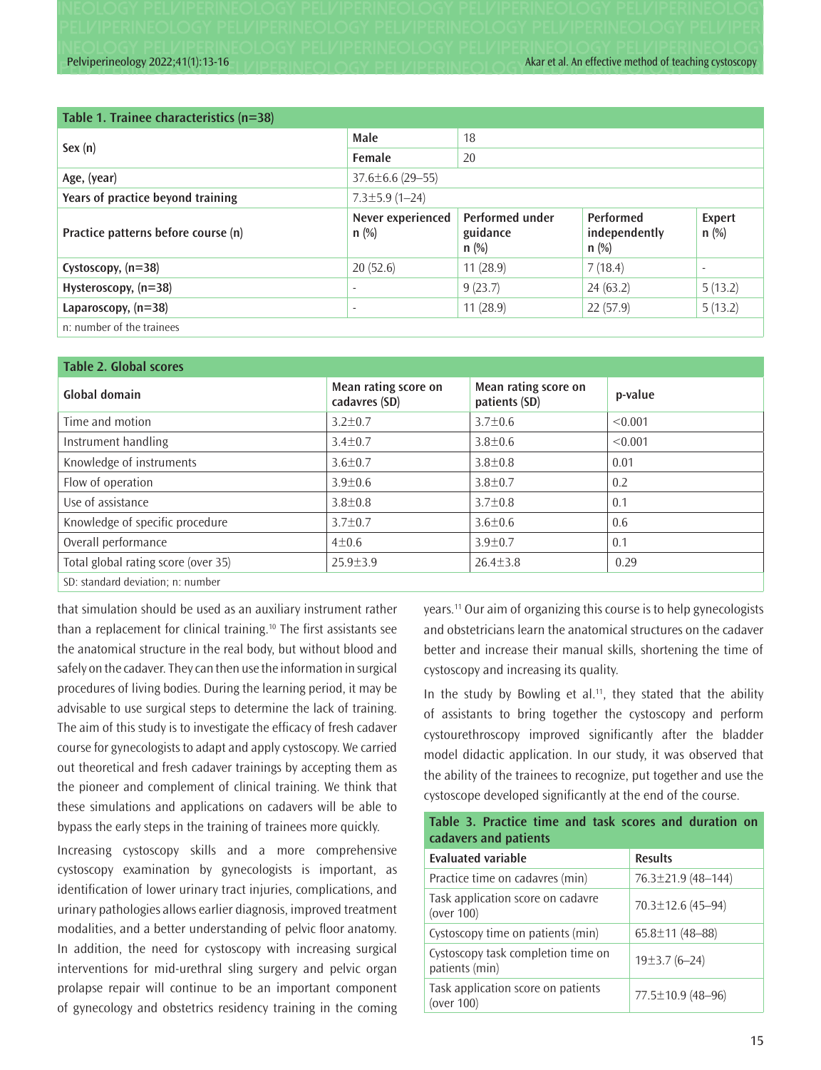**Table 1. Trainee characteristics (n=38)**

| | | | | |
|---|---|---|---|---|
| Sex (n) | Male | 18 | | |
| | Female | 20 | | |
| Age, (year) | 37.6±6.6 (29–55) | | | |
| Years of practice beyond training | 7.3±5.9 (1–24) | | | |
| Practice patterns before course (n) | Never experienced n (%) | Performed under guidance n (%) | Performed independently n (%) | Expert n (%) |
| Cystoscopy, (n=38) | 20 (52.6) | 11 (28.9) | 7 (18.4) | - |
| Hysteroscopy, (n=38) | - | 9 (23.7) | 24 (63.2) | 5 (13.2) |
| Laparoscopy, (n=38) | - | 11 (28.9) | 22 (57.9) | 5 (13.2) |

n: number of the trainees

**Table 2. Global scores**

| Global domain | Mean rating score on cadavres (SD) | Mean rating score on patients (SD) | p-value |
|---|---|---|---|
| Time and motion | 3.2±0.7 | 3.7±0.6 | <0.001 |
| Instrument handling | 3.4±0.7 | 3.8±0.6 | <0.001 |
| Knowledge of instruments | 3.6±0.7 | 3.8±0.8 | 0.01 |
| Flow of operation | 3.9±0.6 | 3.8±0.7 | 0.2 |
| Use of assistance | 3.8±0.8 | 3.7±0.8 | 0.1 |
| Knowledge of specific procedure | 3.7±0.7 | 3.6±0.6 | 0.6 |
| Overall performance | 4±0.6 | 3.9±0.7 | 0.1 |
| Total global rating score (over 35) | 25.9±3.9 | 26.4±3.8 | 0.29 |

SD: standard deviation; n: number

that simulation should be used as an auxiliary instrument rather than a replacement for clinical training.[10] The first assistants see the anatomical structure in the real body, but without blood and safely on the cadaver. They can then use the information in surgical procedures of living bodies. During the learning period, it may be advisable to use surgical steps to determine the lack of training. The aim of this study is to investigate the efficacy of fresh cadaver course for gynecologists to adapt and apply cystoscopy. We carried out theoretical and fresh cadaver trainings by accepting them as the pioneer and complement of clinical training. We think that these simulations and applications on cadavers will be able to bypass the early steps in the training of trainees more quickly.

Increasing cystoscopy skills and a more comprehensive cystoscopy examination by gynecologists is important, as identification of lower urinary tract injuries, complications, and urinary pathologies allows earlier diagnosis, improved treatment modalities, and a better understanding of pelvic floor anatomy. In addition, the need for cystoscopy with increasing surgical interventions for mid-urethral sling surgery and pelvic organ prolapse repair will continue to be an important component of gynecology and obstetrics residency training in the coming years.[11] Our aim of organizing this course is to help gynecologists and obstetricians learn the anatomical structures on the cadaver better and increase their manual skills, shortening the time of cystoscopy and increasing its quality.

In the study by Bowling et al.[11], they stated that the ability of assistants to bring together the cystoscopy and perform cystourethroscopy improved significantly after the bladder model didactic application. In our study, it was observed that the ability of the trainees to recognize, put together and use the cystoscope developed significantly at the end of the course.

**Table 3. Practice time and task scores and duration on cadavers and patients**

| Evaluated variable | Results |
|---|---|
| Practice time on cadavres (min) | 76.3±21.9 (48–144) |
| Task application score on cadavre (over 100) | 70.3±12.6 (45–94) |
| Cystoscopy time on patients (min) | 65.8±11 (48–88) |
| Cystoscopy task completion time on patients (min) | 19±3.7 (6–24) |
| Task application score on patients (over 100) | 77.5±10.9 (48–96) |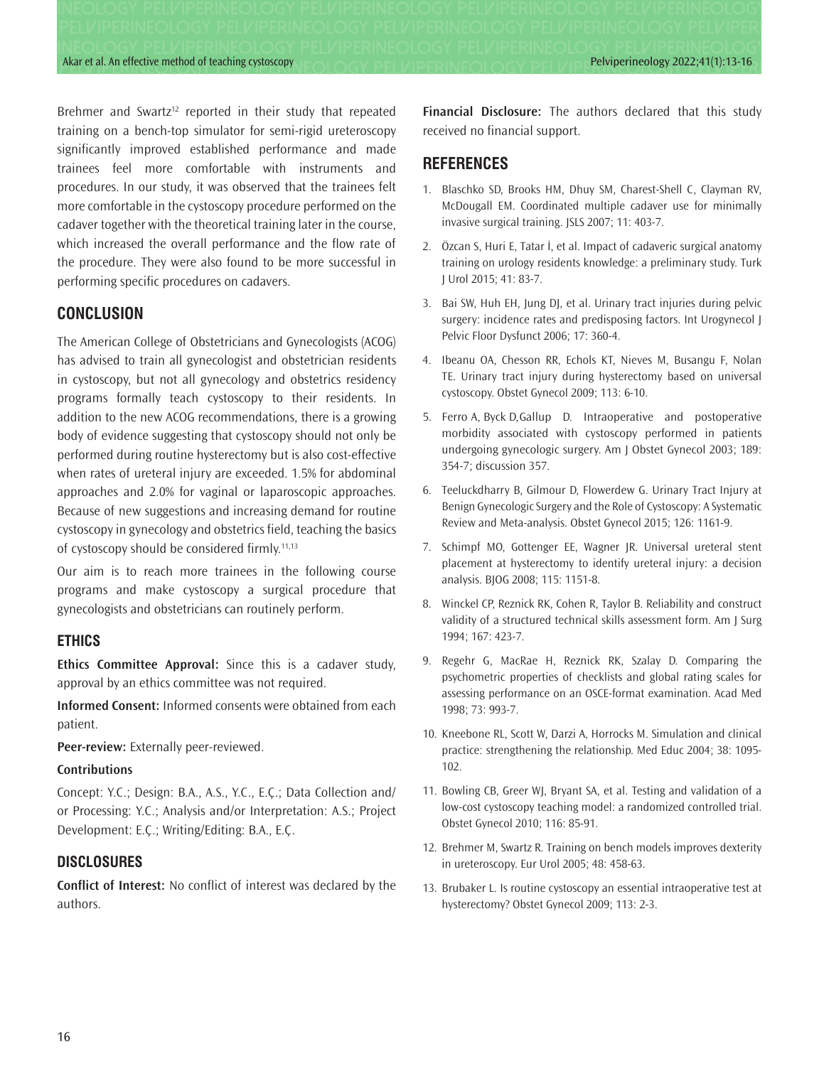Brehmer and Swartz[12] reported in their study that repeated training on a bench-top simulator for semi-rigid ureteroscopy significantly improved established performance and made trainees feel more comfortable with instruments and procedures. In our study, it was observed that the trainees felt more comfortable in the cystoscopy procedure performed on the cadaver together with the theoretical training later in the course, which increased the overall performance and the flow rate of the procedure. They were also found to be more successful in performing specific procedures on cadavers.

## CONCLUSION

The American College of Obstetricians and Gynecologists (ACOG) has advised to train all gynecologist and obstetrician residents in cystoscopy, but not all gynecology and obstetrics residency programs formally teach cystoscopy to their residents. In addition to the new ACOG recommendations, there is a growing body of evidence suggesting that cystoscopy should not only be performed during routine hysterectomy but is also cost-effective when rates of ureteral injury are exceeded. 1.5% for abdominal approaches and 2.0% for vaginal or laparoscopic approaches. Because of new suggestions and increasing demand for routine cystoscopy in gynecology and obstetrics field, teaching the basics of cystoscopy should be considered firmly.[11,13]

Our aim is to reach more trainees in the following course programs and make cystoscopy a surgical procedure that gynecologists and obstetricians can routinely perform.

### ETHICS

**Ethics Committee Approval:** Since this is a cadaver study, approval by an ethics committee was not required.

**Informed Consent:** Informed consents were obtained from each patient.

**Peer-review:** Externally peer-reviewed.

**Contributions**

Concept: Y.C.; Design: B.A., A.S., Y.C., E.Ç.; Data Collection and/or Processing: Y.C.; Analysis and/or Interpretation: A.S.; Project Development: E.Ç.; Writing/Editing: B.A., E.Ç.

### DISCLOSURES

**Conflict of Interest:** No conflict of interest was declared by the authors.

**Financial Disclosure:** The authors declared that this study received no financial support.

## REFERENCES

1. Blaschko SD, Brooks HM, Dhuy SM, Charest-Shell C, Clayman RV, McDougall EM. Coordinated multiple cadaver use for minimally invasive surgical training. JSLS 2007; 11: 403-7.
2. Özcan S, Huri E, Tatar İ, et al. Impact of cadaveric surgical anatomy training on urology residents knowledge: a preliminary study. Turk J Urol 2015; 41: 83-7.
3. Bai SW, Huh EH, Jung DJ, et al. Urinary tract injuries during pelvic surgery: incidence rates and predisposing factors. Int Urogynecol J Pelvic Floor Dysfunct 2006; 17: 360-4.
4. Ibeanu OA, Chesson RR, Echols KT, Nieves M, Busangu F, Nolan TE. Urinary tract injury during hysterectomy based on universal cystoscopy. Obstet Gynecol 2009; 113: 6-10.
5. Ferro A, Byck D,Gallup D. Intraoperative and postoperative morbidity associated with cystoscopy performed in patients undergoing gynecologic surgery. Am J Obstet Gynecol 2003; 189: 354-7; discussion 357.
6. Teeluckdharry B, Gilmour D, Flowerdew G. Urinary Tract Injury at Benign Gynecologic Surgery and the Role of Cystoscopy: A Systematic Review and Meta-analysis. Obstet Gynecol 2015; 126: 1161-9.
7. Schimpf MO, Gottenger EE, Wagner JR. Universal ureteral stent placement at hysterectomy to identify ureteral injury: a decision analysis. BJOG 2008; 115: 1151-8.
8. Winckel CP, Reznick RK, Cohen R, Taylor B. Reliability and construct validity of a structured technical skills assessment form. Am J Surg 1994; 167: 423-7.
9. Regehr G, MacRae H, Reznick RK, Szalay D. Comparing the psychometric properties of checklists and global rating scales for assessing performance on an OSCE-format examination. Acad Med 1998; 73: 993-7.
10. Kneebone RL, Scott W, Darzi A, Horrocks M. Simulation and clinical practice: strengthening the relationship. Med Educ 2004; 38: 1095-102.
11. Bowling CB, Greer WJ, Bryant SA, et al. Testing and validation of a low-cost cystoscopy teaching model: a randomized controlled trial. Obstet Gynecol 2010; 116: 85-91.
12. Brehmer M, Swartz R. Training on bench models improves dexterity in ureteroscopy. Eur Urol 2005; 48: 458-63.
13. Brubaker L. Is routine cystoscopy an essential intraoperative test at hysterectomy? Obstet Gynecol 2009; 113: 2-3.